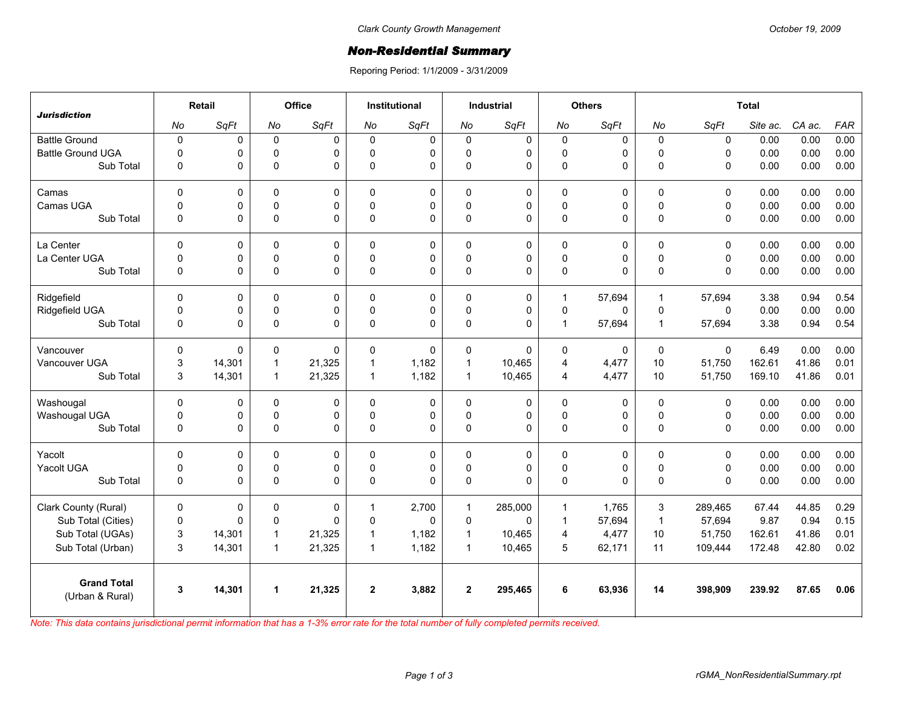Clark County Growth Management

October 19, 2009

# Non-Residential Summary

Reporing Period: 1/1/2009 - 3/31/2009

| Jurisdiction | Retail | | Office | | Institutional | | Industrial | | Others | | Total | | | | |
|---|---|---|---|---|---|---|---|---|---|---|---|---|---|---|---|
| | No | SqFt | No | SqFt | No | SqFt | No | SqFt | No | SqFt | No | SqFt | Site ac. | CA ac. | FAR |
| Battle Ground | 0 | 0 | 0 | 0 | 0 | 0 | 0 | 0 | 0 | 0 | 0 | 0 | 0.00 | 0.00 | 0.00 |
| Battle Ground UGA | 0 | 0 | 0 | 0 | 0 | 0 | 0 | 0 | 0 | 0 | 0 | 0 | 0.00 | 0.00 | 0.00 |
| Sub Total | 0 | 0 | 0 | 0 | 0 | 0 | 0 | 0 | 0 | 0 | 0 | 0 | 0.00 | 0.00 | 0.00 |
| Camas | 0 | 0 | 0 | 0 | 0 | 0 | 0 | 0 | 0 | 0 | 0 | 0 | 0.00 | 0.00 | 0.00 |
| Camas UGA | 0 | 0 | 0 | 0 | 0 | 0 | 0 | 0 | 0 | 0 | 0 | 0 | 0.00 | 0.00 | 0.00 |
| Sub Total | 0 | 0 | 0 | 0 | 0 | 0 | 0 | 0 | 0 | 0 | 0 | 0 | 0.00 | 0.00 | 0.00 |
| La Center | 0 | 0 | 0 | 0 | 0 | 0 | 0 | 0 | 0 | 0 | 0 | 0 | 0.00 | 0.00 | 0.00 |
| La Center UGA | 0 | 0 | 0 | 0 | 0 | 0 | 0 | 0 | 0 | 0 | 0 | 0 | 0.00 | 0.00 | 0.00 |
| Sub Total | 0 | 0 | 0 | 0 | 0 | 0 | 0 | 0 | 0 | 0 | 0 | 0 | 0.00 | 0.00 | 0.00 |
| Ridgefield | 0 | 0 | 0 | 0 | 0 | 0 | 0 | 0 | 1 | 57,694 | 1 | 57,694 | 3.38 | 0.94 | 0.54 |
| Ridgefield UGA | 0 | 0 | 0 | 0 | 0 | 0 | 0 | 0 | 0 | 0 | 0 | 0 | 0.00 | 0.00 | 0.00 |
| Sub Total | 0 | 0 | 0 | 0 | 0 | 0 | 0 | 0 | 1 | 57,694 | 1 | 57,694 | 3.38 | 0.94 | 0.54 |
| Vancouver | 0 | 0 | 0 | 0 | 0 | 0 | 0 | 0 | 0 | 0 | 0 | 0 | 6.49 | 0.00 | 0.00 |
| Vancouver UGA | 3 | 14,301 | 1 | 21,325 | 1 | 1,182 | 1 | 10,465 | 4 | 4,477 | 10 | 51,750 | 162.61 | 41.86 | 0.01 |
| Sub Total | 3 | 14,301 | 1 | 21,325 | 1 | 1,182 | 1 | 10,465 | 4 | 4,477 | 10 | 51,750 | 169.10 | 41.86 | 0.01 |
| Washougal | 0 | 0 | 0 | 0 | 0 | 0 | 0 | 0 | 0 | 0 | 0 | 0 | 0.00 | 0.00 | 0.00 |
| Washougal UGA | 0 | 0 | 0 | 0 | 0 | 0 | 0 | 0 | 0 | 0 | 0 | 0 | 0.00 | 0.00 | 0.00 |
| Sub Total | 0 | 0 | 0 | 0 | 0 | 0 | 0 | 0 | 0 | 0 | 0 | 0 | 0.00 | 0.00 | 0.00 |
| Yacolt | 0 | 0 | 0 | 0 | 0 | 0 | 0 | 0 | 0 | 0 | 0 | 0 | 0.00 | 0.00 | 0.00 |
| Yacolt UGA | 0 | 0 | 0 | 0 | 0 | 0 | 0 | 0 | 0 | 0 | 0 | 0 | 0.00 | 0.00 | 0.00 |
| Sub Total | 0 | 0 | 0 | 0 | 0 | 0 | 0 | 0 | 0 | 0 | 0 | 0 | 0.00 | 0.00 | 0.00 |
| Clark County (Rural) | 0 | 0 | 0 | 0 | 1 | 2,700 | 1 | 285,000 | 1 | 1,765 | 3 | 289,465 | 67.44 | 44.85 | 0.29 |
| Sub Total (Cities) | 0 | 0 | 0 | 0 | 0 | 0 | 0 | 0 | 1 | 57,694 | 1 | 57,694 | 9.87 | 0.94 | 0.15 |
| Sub Total (UGAs) | 3 | 14,301 | 1 | 21,325 | 1 | 1,182 | 1 | 10,465 | 4 | 4,477 | 10 | 51,750 | 162.61 | 41.86 | 0.01 |
| Sub Total (Urban) | 3 | 14,301 | 1 | 21,325 | 1 | 1,182 | 1 | 10,465 | 5 | 62,171 | 11 | 109,444 | 172.48 | 42.80 | 0.02 |
| **Grand Total** (Urban & Rural) | **3** | **14,301** | **1** | **21,325** | **2** | **3,882** | **2** | **295,465** | **6** | **63,936** | **14** | **398,909** | **239.92** | **87.65** | **0.06** |

*Note: This data contains jurisdictional permit information that has a 1-3% error rate for the total number of fully completed permits received.*

rGMA_NonResidentialSummary.rpt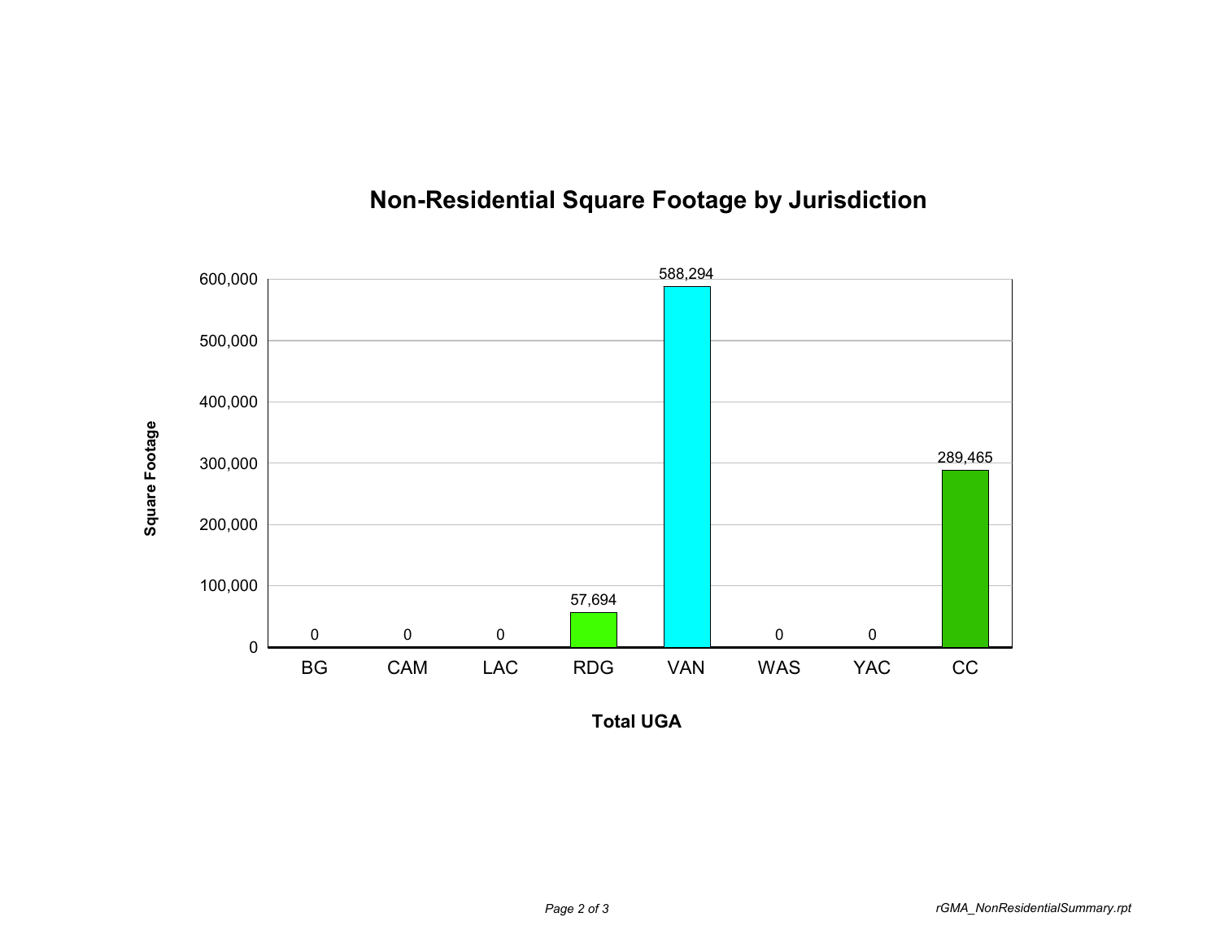## Non-Residential Square Footage by Jurisdiction

| Total UGA | Square Footage |
|---|---|
| BG | 0 |
| CAM | 0 |
| LAC | 0 |
| RDG | 57,694 |
| VAN | 588,294 |
| WAS | 0 |
| YAC | 0 |
| CC | 289,465 |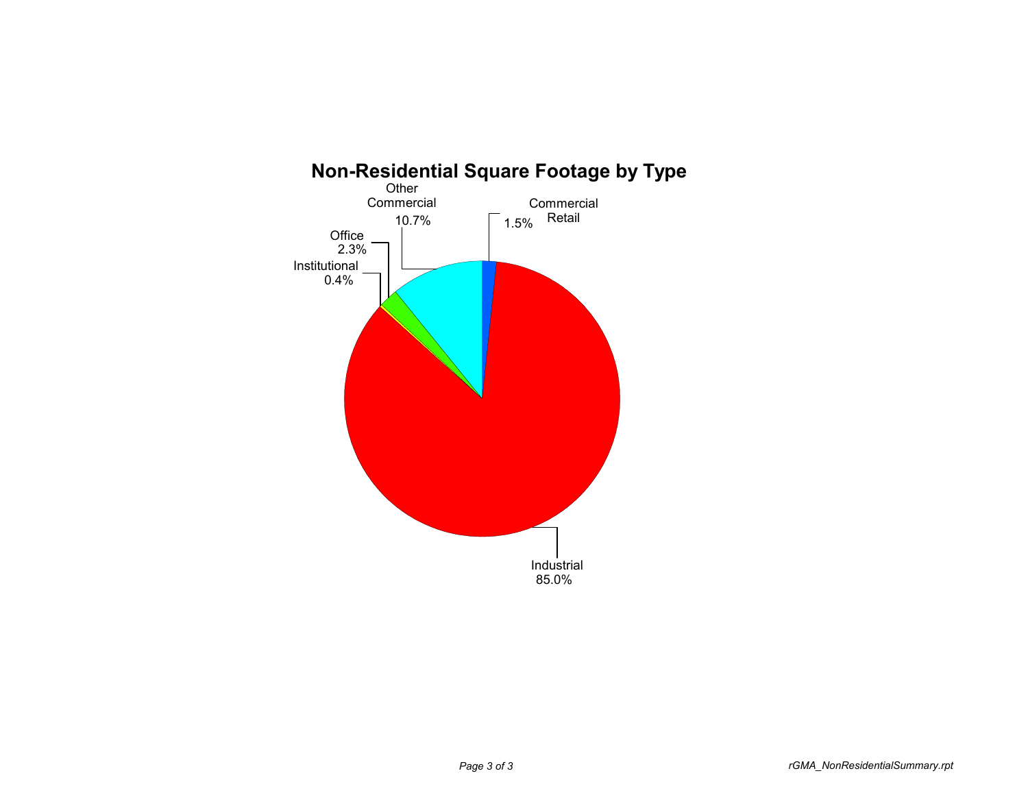## Non-Residential Square Footage by Type

Other Commercial 10.7%

Commercial Retail 1.5%

Office 2.3%

Institutional 0.4%

Industrial 85.0%

*rGMA_NonResidentialSummary.rpt*